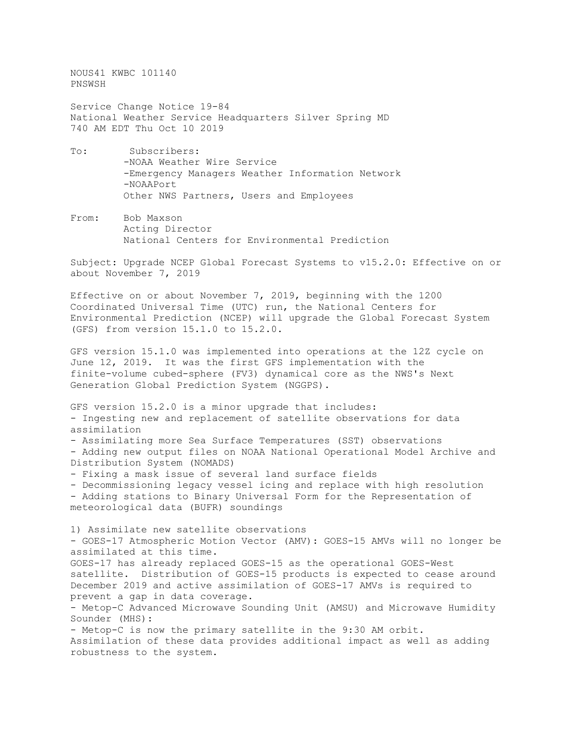NOUS41 KWBC 101140
PNSWSH

Service Change Notice 19-84
National Weather Service Headquarters Silver Spring MD
740 AM EDT Thu Oct 10 2019

To: Subscribers:
- -NOAA Weather Wire Service
- -Emergency Managers Weather Information Network
- -NOAAPort

Other NWS Partners, Users and Employees

From: Bob Maxson
Acting Director
National Centers for Environmental Prediction

Subject: Upgrade NCEP Global Forecast Systems to v15.2.0: Effective on or about November 7, 2019

Effective on or about November 7, 2019, beginning with the 1200 Coordinated Universal Time (UTC) run, the National Centers for Environmental Prediction (NCEP) will upgrade the Global Forecast System (GFS) from version 15.1.0 to 15.2.0.

GFS version 15.1.0 was implemented into operations at the 12Z cycle on June 12, 2019. It was the first GFS implementation with the finite-volume cubed-sphere (FV3) dynamical core as the NWS's Next Generation Global Prediction System (NGGPS).

GFS version 15.2.0 is a minor upgrade that includes:
- Ingesting new and replacement of satellite observations for data assimilation
- Assimilating more Sea Surface Temperatures (SST) observations
- Adding new output files on NOAA National Operational Model Archive and Distribution System (NOMADS)
- Fixing a mask issue of several land surface fields
- Decommissioning legacy vessel icing and replace with high resolution
- Adding stations to Binary Universal Form for the Representation of meteorological data (BUFR) soundings

1) Assimilate new satellite observations
- GOES-17 Atmospheric Motion Vector (AMV): GOES-15 AMVs will no longer be assimilated at this time.

GOES-17 has already replaced GOES-15 as the operational GOES-West satellite. Distribution of GOES-15 products is expected to cease around December 2019 and active assimilation of GOES-17 AMVs is required to prevent a gap in data coverage.
- Metop-C Advanced Microwave Sounding Unit (AMSU) and Microwave Humidity Sounder (MHS):
- Metop-C is now the primary satellite in the 9:30 AM orbit.

Assimilation of these data provides additional impact as well as adding robustness to the system.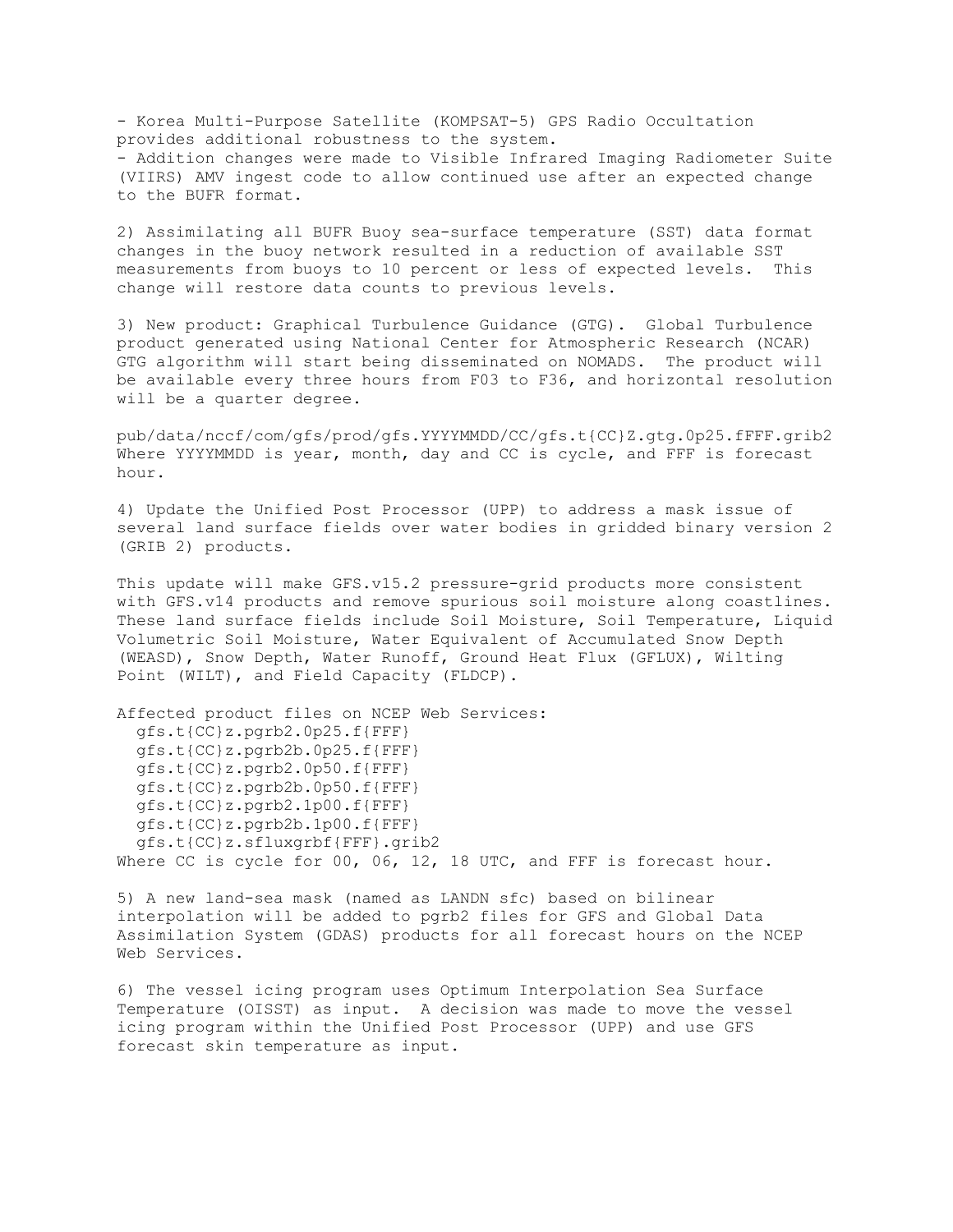- Korea Multi-Purpose Satellite (KOMPSAT-5) GPS Radio Occultation provides additional robustness to the system.
- Addition changes were made to Visible Infrared Imaging Radiometer Suite (VIIRS) AMV ingest code to allow continued use after an expected change to the BUFR format.

2) Assimilating all BUFR Buoy sea-surface temperature (SST) data format changes in the buoy network resulted in a reduction of available SST measurements from buoys to 10 percent or less of expected levels. This change will restore data counts to previous levels.

3) New product: Graphical Turbulence Guidance (GTG). Global Turbulence product generated using National Center for Atmospheric Research (NCAR) GTG algorithm will start being disseminated on NOMADS. The product will be available every three hours from F03 to F36, and horizontal resolution will be a quarter degree.

pub/data/nccf/com/gfs/prod/gfs.YYYYMMDD/CC/gfs.t{CC}Z.gtg.0p25.fFFF.grib2
Where YYYYMMDD is year, month, day and CC is cycle, and FFF is forecast hour.

4) Update the Unified Post Processor (UPP) to address a mask issue of several land surface fields over water bodies in gridded binary version 2 (GRIB 2) products.

This update will make GFS.v15.2 pressure-grid products more consistent with GFS.v14 products and remove spurious soil moisture along coastlines. These land surface fields include Soil Moisture, Soil Temperature, Liquid Volumetric Soil Moisture, Water Equivalent of Accumulated Snow Depth (WEASD), Snow Depth, Water Runoff, Ground Heat Flux (GFLUX), Wilting Point (WILT), and Field Capacity (FLDCP).

Affected product files on NCEP Web Services:

```
  gfs.t{CC}z.pgrb2.0p25.f{FFF}
  gfs.t{CC}z.pgrb2b.0p25.f{FFF}
  gfs.t{CC}z.pgrb2.0p50.f{FFF}
  gfs.t{CC}z.pgrb2b.0p50.f{FFF}
  gfs.t{CC}z.pgrb2.1p00.f{FFF}
  gfs.t{CC}z.pgrb2b.1p00.f{FFF}
  gfs.t{CC}z.sfluxgrbf{FFF}.grib2
```

Where CC is cycle for 00, 06, 12, 18 UTC, and FFF is forecast hour.

5) A new land-sea mask (named as LANDN sfc) based on bilinear interpolation will be added to pgrb2 files for GFS and Global Data Assimilation System (GDAS) products for all forecast hours on the NCEP Web Services.

6) The vessel icing program uses Optimum Interpolation Sea Surface Temperature (OISST) as input. A decision was made to move the vessel icing program within the Unified Post Processor (UPP) and use GFS forecast skin temperature as input.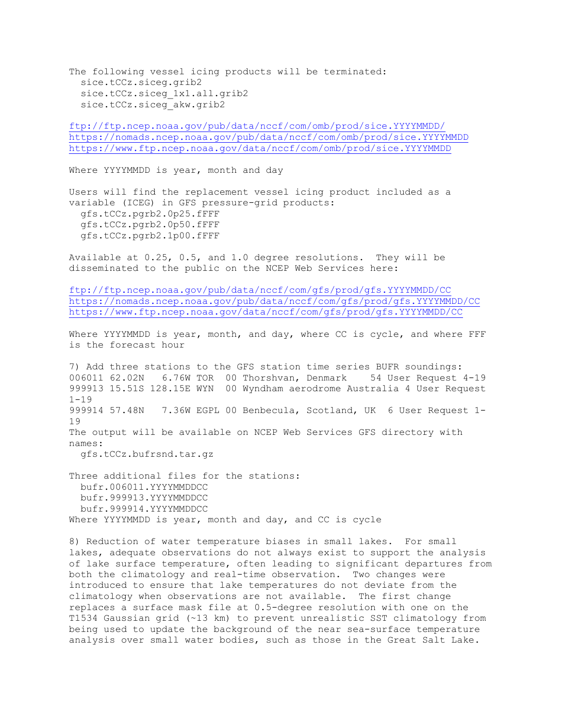The following vessel icing products will be terminated:

  sice.tCCz.siceg.grib2
  sice.tCCz.siceg_1x1.all.grib2
  sice.tCCz.siceg_akw.grib2

ftp://ftp.ncep.noaa.gov/pub/data/nccf/com/omb/prod/sice.YYYYMMDD/
https://nomads.ncep.noaa.gov/pub/data/nccf/com/omb/prod/sice.YYYYMMDD
https://www.ftp.ncep.noaa.gov/data/nccf/com/omb/prod/sice.YYYYMMDD

Where YYYYMMDD is year, month and day

Users will find the replacement vessel icing product included as a variable (ICEG) in GFS pressure-grid products:

  gfs.tCCz.pgrb2.0p25.fFFF
  gfs.tCCz.pgrb2.0p50.fFFF
  gfs.tCCz.pgrb2.1p00.fFFF

Available at 0.25, 0.5, and 1.0 degree resolutions. They will be disseminated to the public on the NCEP Web Services here:

ftp://ftp.ncep.noaa.gov/pub/data/nccf/com/gfs/prod/gfs.YYYYMMDD/CC
https://nomads.ncep.noaa.gov/pub/data/nccf/com/gfs/prod/gfs.YYYYMMDD/CC
https://www.ftp.ncep.noaa.gov/data/nccf/com/gfs/prod/gfs.YYYYMMDD/CC

Where YYYYMMDD is year, month, and day, where CC is cycle, and where FFF is the forecast hour

7) Add three stations to the GFS station time series BUFR soundings:

```
006011 62.02N   6.76W TOR  00 Thorshvan, Denmark    54 User Request 4-19
999913 15.51S 128.15E WYN  00 Wyndham aerodrome Australia 4 User Request 1-19
999914 57.48N   7.36W EGPL 00 Benbecula, Scotland, UK  6 User Request 1-19
```

The output will be available on NCEP Web Services GFS directory with names:

  gfs.tCCz.bufrsnd.tar.gz

Three additional files for the stations:

  bufr.006011.YYYYMMDDCC
  bufr.999913.YYYYMMDDCC
  bufr.999914.YYYYMMDDCC

Where YYYYMMDD is year, month and day, and CC is cycle

8) Reduction of water temperature biases in small lakes. For small lakes, adequate observations do not always exist to support the analysis of lake surface temperature, often leading to significant departures from both the climatology and real-time observation. Two changes were introduced to ensure that lake temperatures do not deviate from the climatology when observations are not available. The first change replaces a surface mask file at 0.5-degree resolution with one on the T1534 Gaussian grid (~13 km) to prevent unrealistic SST climatology from being used to update the background of the near sea-surface temperature analysis over small water bodies, such as those in the Great Salt Lake.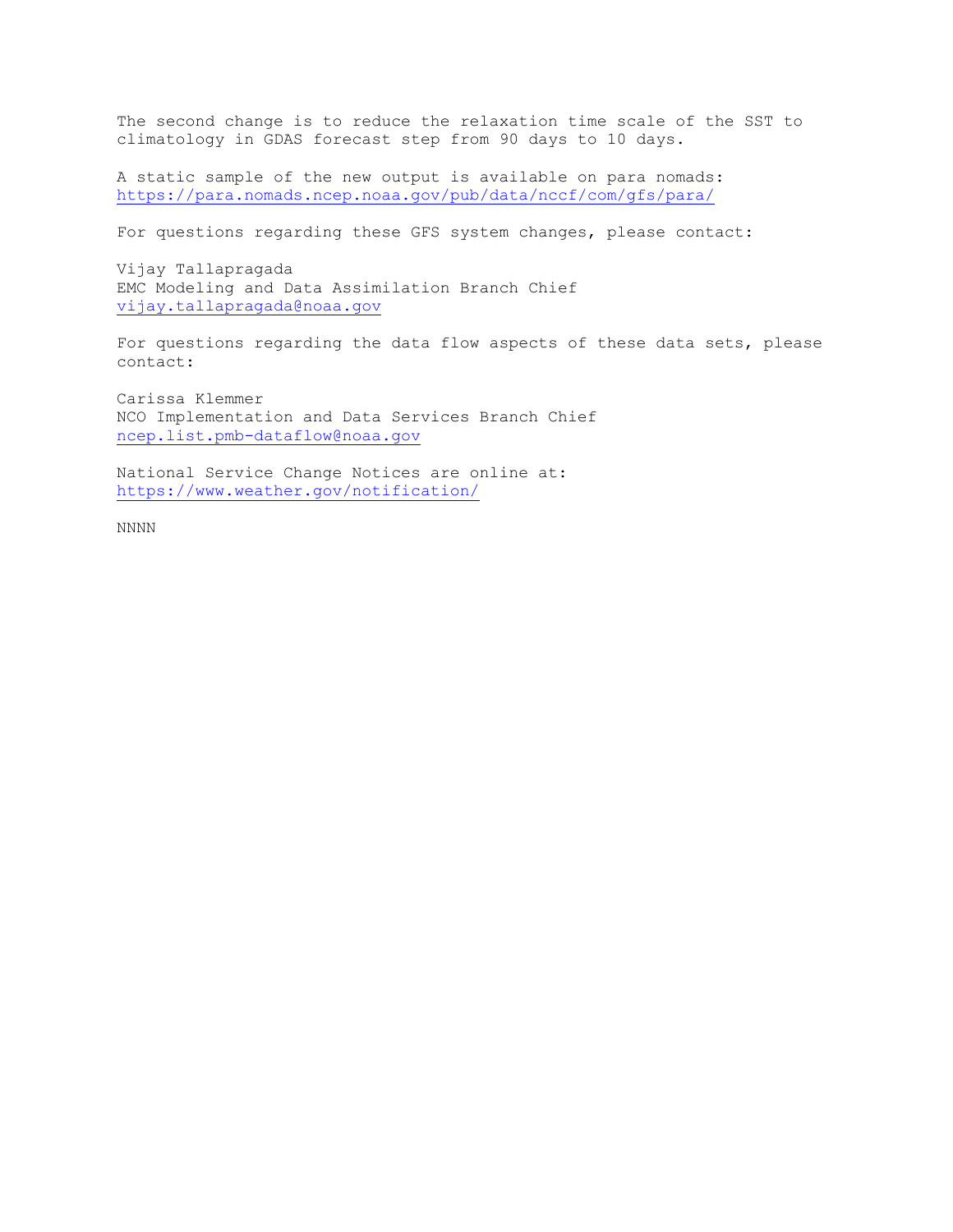The second change is to reduce the relaxation time scale of the SST to climatology in GDAS forecast step from 90 days to 10 days.

A static sample of the new output is available on para nomads:
https://para.nomads.ncep.noaa.gov/pub/data/nccf/com/gfs/para/

For questions regarding these GFS system changes, please contact:

Vijay Tallapragada
EMC Modeling and Data Assimilation Branch Chief
vijay.tallapragada@noaa.gov

For questions regarding the data flow aspects of these data sets, please contact:

Carissa Klemmer
NCO Implementation and Data Services Branch Chief
ncep.list.pmb-dataflow@noaa.gov

National Service Change Notices are online at:
https://www.weather.gov/notification/

NNNN